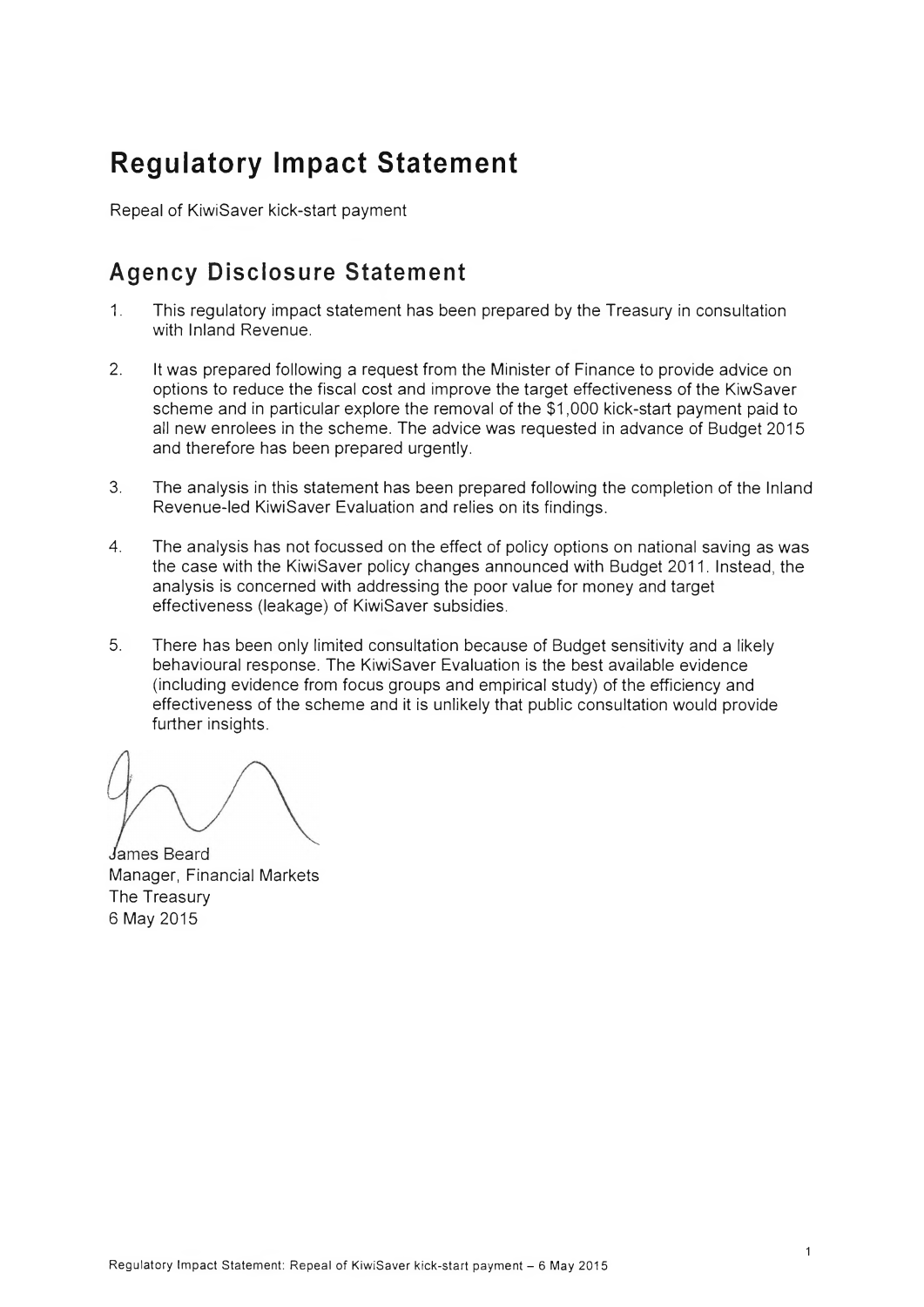# Regulatory Impact Statement

Repeal of KiwiSaver kick-start payment

## Agency Disclosure Statement

1. This regulatory impact statement has been prepared by the Treasury in consultation with Inland Revenue.

2. It was prepared following a request from the Minister of Finance to provide advice on options to reduce the fiscal cost and improve the target effectiveness of the KiwSaver scheme and in particular explore the removal of the $1,000 kick-start payment paid to all new enrolees in the scheme. The advice was requested in advance of Budget 2015 and therefore has been prepared urgently.

3. The analysis in this statement has been prepared following the completion of the Inland Revenue-led KiwiSaver Evaluation and relies on its findings.

4. The analysis has not focussed on the effect of policy options on national saving as was the case with the KiwiSaver policy changes announced with Budget 2011. Instead, the analysis is concerned with addressing the poor value for money and target effectiveness (leakage) of KiwiSaver subsidies.

5. There has been only limited consultation because of Budget sensitivity and a likely behavioural response. The KiwiSaver Evaluation is the best available evidence (including evidence from focus groups and empirical study) of the efficiency and effectiveness of the scheme and it is unlikely that public consultation would provide further insights.

James Beard
Manager, Financial Markets
The Treasury
6 May 2015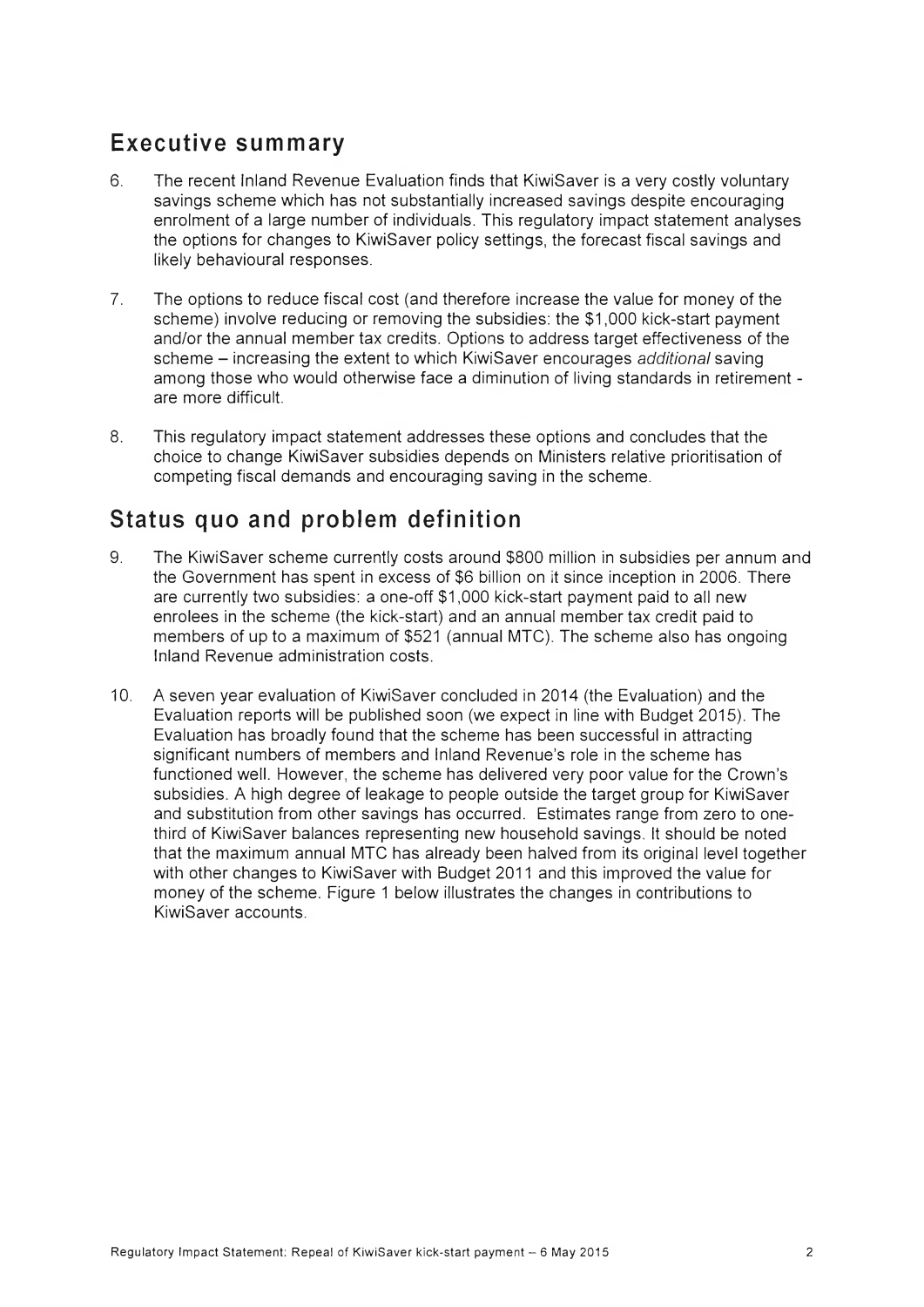## Executive summary

6. The recent Inland Revenue Evaluation finds that KiwiSaver is a very costly voluntary savings scheme which has not substantially increased savings despite encouraging enrolment of a large number of individuals. This regulatory impact statement analyses the options for changes to KiwiSaver policy settings, the forecast fiscal savings and likely behavioural responses.

7. The options to reduce fiscal cost (and therefore increase the value for money of the scheme) involve reducing or removing the subsidies: the $1,000 kick-start payment and/or the annual member tax credits. Options to address target effectiveness of the scheme – increasing the extent to which KiwiSaver encourages *additional* saving among those who would otherwise face a diminution of living standards in retirement - are more difficult.

8. This regulatory impact statement addresses these options and concludes that the choice to change KiwiSaver subsidies depends on Ministers relative prioritisation of competing fiscal demands and encouraging saving in the scheme.

## Status quo and problem definition

9. The KiwiSaver scheme currently costs around $800 million in subsidies per annum and the Government has spent in excess of $6 billion on it since inception in 2006. There are currently two subsidies: a one-off $1,000 kick-start payment paid to all new enrolees in the scheme (the kick-start) and an annual member tax credit paid to members of up to a maximum of $521 (annual MTC). The scheme also has ongoing Inland Revenue administration costs.

10. A seven year evaluation of KiwiSaver concluded in 2014 (the Evaluation) and the Evaluation reports will be published soon (we expect in line with Budget 2015). The Evaluation has broadly found that the scheme has been successful in attracting significant numbers of members and Inland Revenue's role in the scheme has functioned well. However, the scheme has delivered very poor value for the Crown's subsidies. A high degree of leakage to people outside the target group for KiwiSaver and substitution from other savings has occurred. Estimates range from zero to one-third of KiwiSaver balances representing new household savings. It should be noted that the maximum annual MTC has already been halved from its original level together with other changes to KiwiSaver with Budget 2011 and this improved the value for money of the scheme. Figure 1 below illustrates the changes in contributions to KiwiSaver accounts.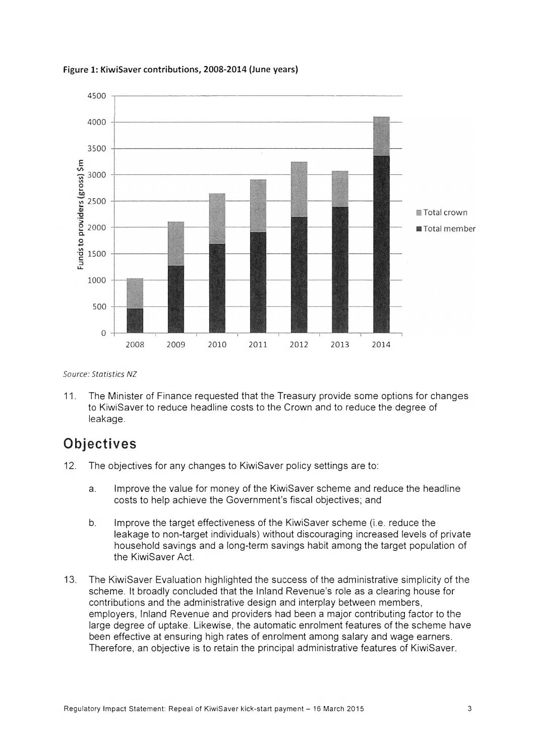**Figure 1: KiwiSaver contributions, 2008-2014 (June years)**

*Source: Statistics NZ*

11. The Minister of Finance requested that the Treasury provide some options for changes to KiwiSaver to reduce headline costs to the Crown and to reduce the degree of leakage.

## Objectives

12. The objectives for any changes to KiwiSaver policy settings are to:

    a. Improve the value for money of the KiwiSaver scheme and reduce the headline costs to help achieve the Government's fiscal objectives; and

    b. Improve the target effectiveness of the KiwiSaver scheme (i.e. reduce the leakage to non-target individuals) without discouraging increased levels of private household savings and a long-term savings habit among the target population of the KiwiSaver Act.

13. The KiwiSaver Evaluation highlighted the success of the administrative simplicity of the scheme. It broadly concluded that the Inland Revenue's role as a clearing house for contributions and the administrative design and interplay between members, employers, Inland Revenue and providers had been a major contributing factor to the large degree of uptake. Likewise, the automatic enrolment features of the scheme have been effective at ensuring high rates of enrolment among salary and wage earners. Therefore, an objective is to retain the principal administrative features of KiwiSaver.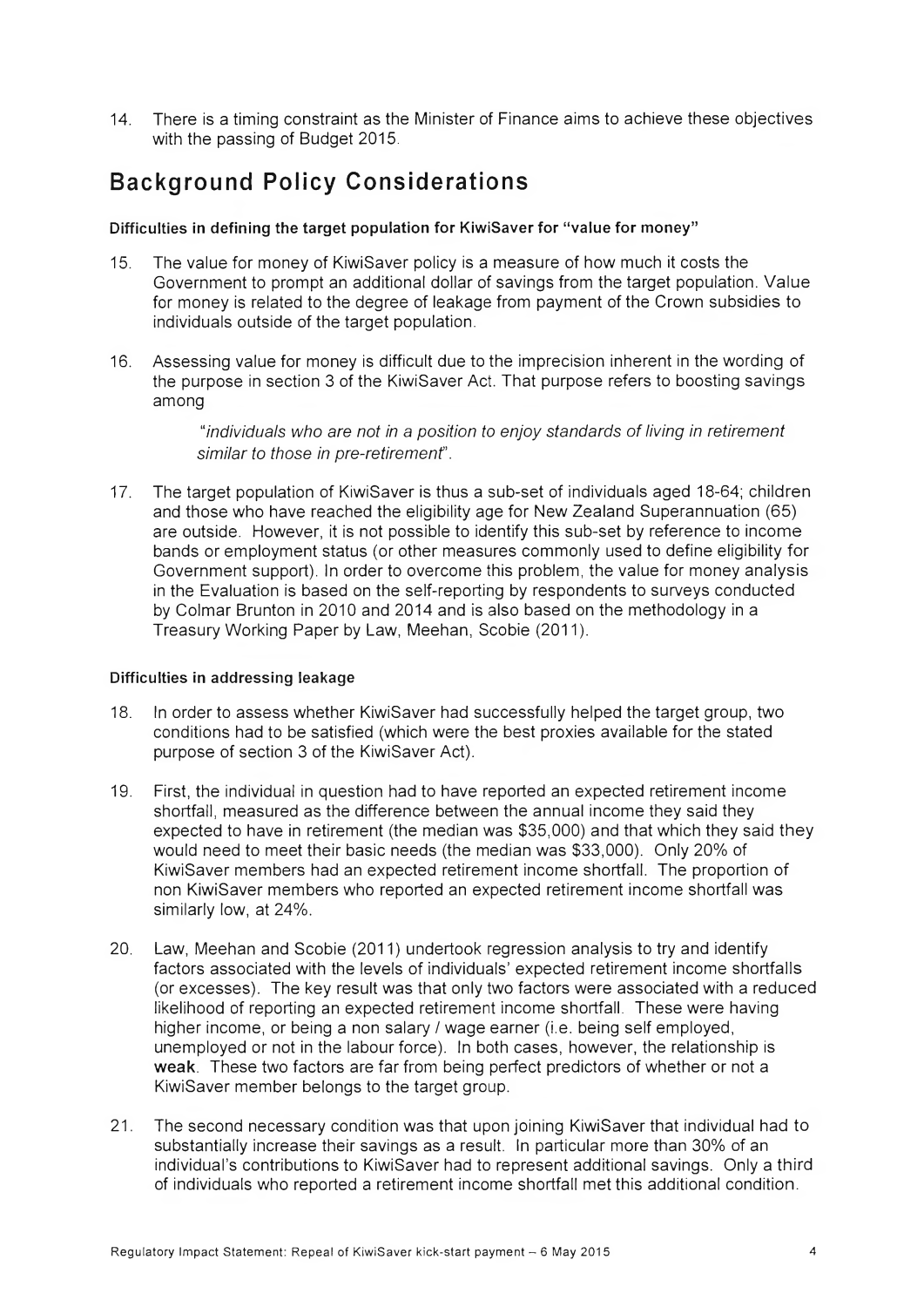14. There is a timing constraint as the Minister of Finance aims to achieve these objectives with the passing of Budget 2015.

## Background Policy Considerations

#### Difficulties in defining the target population for KiwiSaver for "value for money"

15. The value for money of KiwiSaver policy is a measure of how much it costs the Government to prompt an additional dollar of savings from the target population. Value for money is related to the degree of leakage from payment of the Crown subsidies to individuals outside of the target population.

16. Assessing value for money is difficult due to the imprecision inherent in the wording of the purpose in section 3 of the KiwiSaver Act. That purpose refers to boosting savings among

    *"individuals who are not in a position to enjoy standards of living in retirement similar to those in pre-retirement"*.

17. The target population of KiwiSaver is thus a sub-set of individuals aged 18-64; children and those who have reached the eligibility age for New Zealand Superannuation (65) are outside. However, it is not possible to identify this sub-set by reference to income bands or employment status (or other measures commonly used to define eligibility for Government support). In order to overcome this problem, the value for money analysis in the Evaluation is based on the self-reporting by respondents to surveys conducted by Colmar Brunton in 2010 and 2014 and is also based on the methodology in a Treasury Working Paper by Law, Meehan, Scobie (2011).

#### Difficulties in addressing leakage

18. In order to assess whether KiwiSaver had successfully helped the target group, two conditions had to be satisfied (which were the best proxies available for the stated purpose of section 3 of the KiwiSaver Act).

19. First, the individual in question had to have reported an expected retirement income shortfall, measured as the difference between the annual income they said they expected to have in retirement (the median was $35,000) and that which they said they would need to meet their basic needs (the median was $33,000). Only 20% of KiwiSaver members had an expected retirement income shortfall. The proportion of non KiwiSaver members who reported an expected retirement income shortfall was similarly low, at 24%.

20. Law, Meehan and Scobie (2011) undertook regression analysis to try and identify factors associated with the levels of individuals' expected retirement income shortfalls (or excesses). The key result was that only two factors were associated with a reduced likelihood of reporting an expected retirement income shortfall. These were having higher income, or being a non salary / wage earner (i.e. being self employed, unemployed or not in the labour force). In both cases, however, the relationship is **weak**. These two factors are far from being perfect predictors of whether or not a KiwiSaver member belongs to the target group.

21. The second necessary condition was that upon joining KiwiSaver that individual had to substantially increase their savings as a result. In particular more than 30% of an individual's contributions to KiwiSaver had to represent additional savings. Only a third of individuals who reported a retirement income shortfall met this additional condition.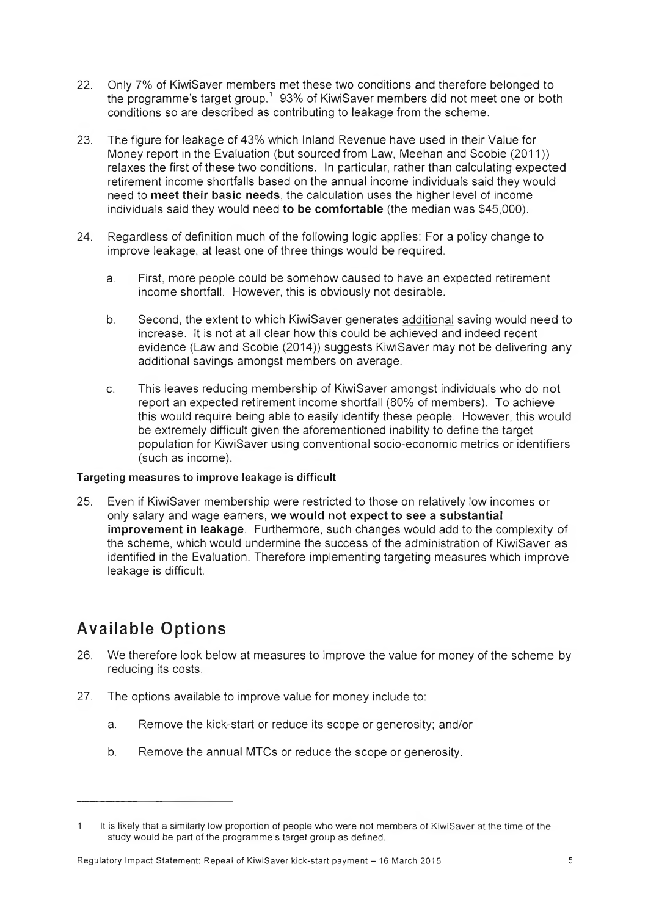22. Only 7% of KiwiSaver members met these two conditions and therefore belonged to the programme's target group.[1] 93% of KiwiSaver members did not meet one or both conditions so are described as contributing to leakage from the scheme.

23. The figure for leakage of 43% which Inland Revenue have used in their Value for Money report in the Evaluation (but sourced from Law, Meehan and Scobie (2011)) relaxes the first of these two conditions. In particular, rather than calculating expected retirement income shortfalls based on the annual income individuals said they would need to **meet their basic needs**, the calculation uses the higher level of income individuals said they would need **to be comfortable** (the median was $45,000).

24. Regardless of definition much of the following logic applies: For a policy change to improve leakage, at least one of three things would be required.

    a. First, more people could be somehow caused to have an expected retirement income shortfall. However, this is obviously not desirable.

    b. Second, the extent to which KiwiSaver generates additional saving would need to increase. It is not at all clear how this could be achieved and indeed recent evidence (Law and Scobie (2014)) suggests KiwiSaver may not be delivering any additional savings amongst members on average.

    c. This leaves reducing membership of KiwiSaver amongst individuals who do not report an expected retirement income shortfall (80% of members). To achieve this would require being able to easily identify these people. However, this would be extremely difficult given the aforementioned inability to define the target population for KiwiSaver using conventional socio-economic metrics or identifiers (such as income).

**Targeting measures to improve leakage is difficult**

25. Even if KiwiSaver membership were restricted to those on relatively low incomes or only salary and wage earners, **we would not expect to see a substantial improvement in leakage**. Furthermore, such changes would add to the complexity of the scheme, which would undermine the success of the administration of KiwiSaver as identified in the Evaluation. Therefore implementing targeting measures which improve leakage is difficult.

## Available Options

26. We therefore look below at measures to improve the value for money of the scheme by reducing its costs.

27. The options available to improve value for money include to:

    a. Remove the kick-start or reduce its scope or generosity; and/or

    b. Remove the annual MTCs or reduce the scope or generosity.

---

[1] It is likely that a similarly low proportion of people who were not members of KiwiSaver at the time of the study would be part of the programme's target group as defined.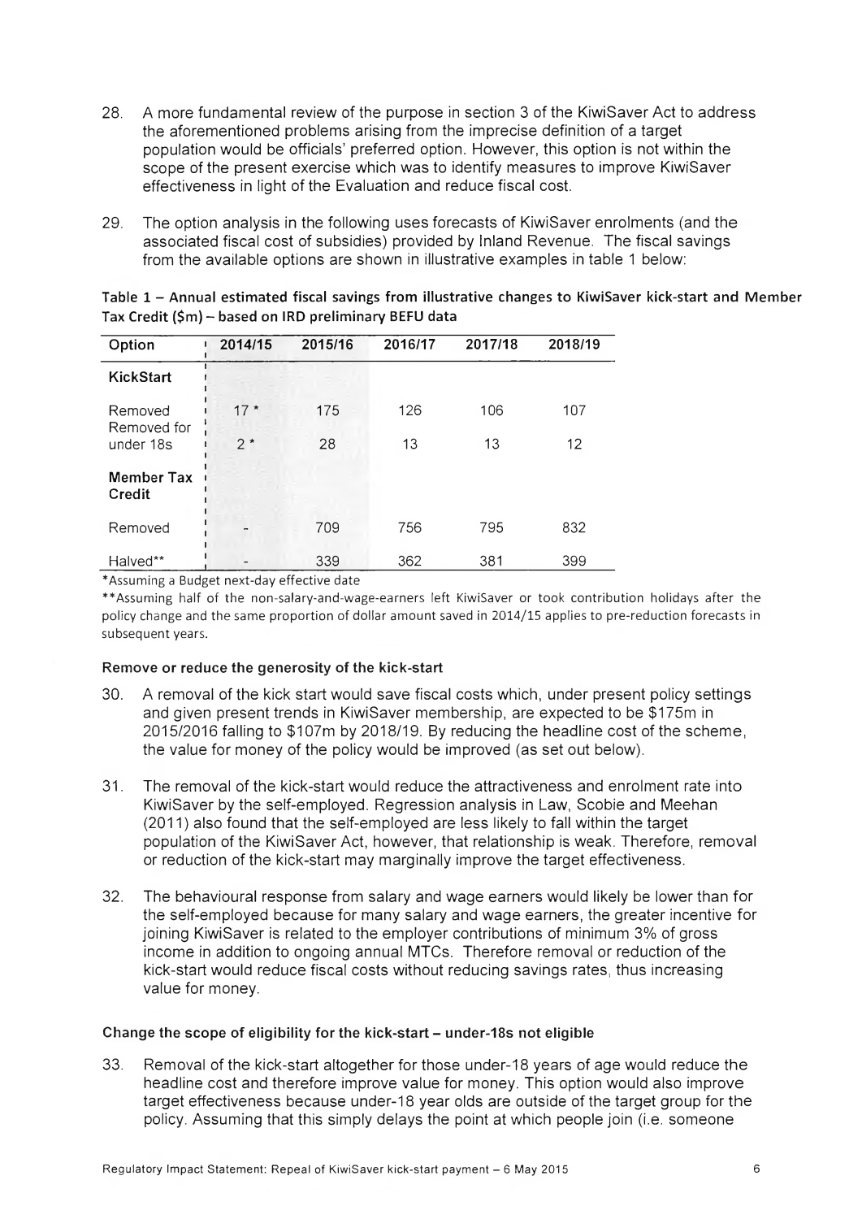28. A more fundamental review of the purpose in section 3 of the KiwiSaver Act to address the aforementioned problems arising from the imprecise definition of a target population would be officials' preferred option. However, this option is not within the scope of the present exercise which was to identify measures to improve KiwiSaver effectiveness in light of the Evaluation and reduce fiscal cost.

29. The option analysis in the following uses forecasts of KiwiSaver enrolments (and the associated fiscal cost of subsidies) provided by Inland Revenue. The fiscal savings from the available options are shown in illustrative examples in table 1 below:

**Table 1 – Annual estimated fiscal savings from illustrative changes to KiwiSaver kick-start and Member Tax Credit ($m) – based on IRD preliminary BEFU data**

| Option | 2014/15 | 2015/16 | 2016/17 | 2017/18 | 2018/19 |
|---|---|---|---|---|---|
| **KickStart** | | | | | |
| Removed | 17 * | 175 | 126 | 106 | 107 |
| Removed for under 18s | 2 * | 28 | 13 | 13 | 12 |
| **Member Tax Credit** | | | | | |
| Removed | - | 709 | 756 | 795 | 832 |
| Halved** | - | 339 | 362 | 381 | 399 |

*Assuming a Budget next-day effective date

**Assuming half of the non-salary-and-wage-earners left KiwiSaver or took contribution holidays after the policy change and the same proportion of dollar amount saved in 2014/15 applies to pre-reduction forecasts in subsequent years.

#### Remove or reduce the generosity of the kick-start

30. A removal of the kick start would save fiscal costs which, under present policy settings and given present trends in KiwiSaver membership, are expected to be $175m in 2015/2016 falling to $107m by 2018/19. By reducing the headline cost of the scheme, the value for money of the policy would be improved (as set out below).

31. The removal of the kick-start would reduce the attractiveness and enrolment rate into KiwiSaver by the self-employed. Regression analysis in Law, Scobie and Meehan (2011) also found that the self-employed are less likely to fall within the target population of the KiwiSaver Act, however, that relationship is weak. Therefore, removal or reduction of the kick-start may marginally improve the target effectiveness.

32. The behavioural response from salary and wage earners would likely be lower than for the self-employed because for many salary and wage earners, the greater incentive for joining KiwiSaver is related to the employer contributions of minimum 3% of gross income in addition to ongoing annual MTCs. Therefore removal or reduction of the kick-start would reduce fiscal costs without reducing savings rates, thus increasing value for money.

#### Change the scope of eligibility for the kick-start – under-18s not eligible

33. Removal of the kick-start altogether for those under-18 years of age would reduce the headline cost and therefore improve value for money. This option would also improve target effectiveness because under-18 year olds are outside of the target group for the policy. Assuming that this simply delays the point at which people join (i.e. someone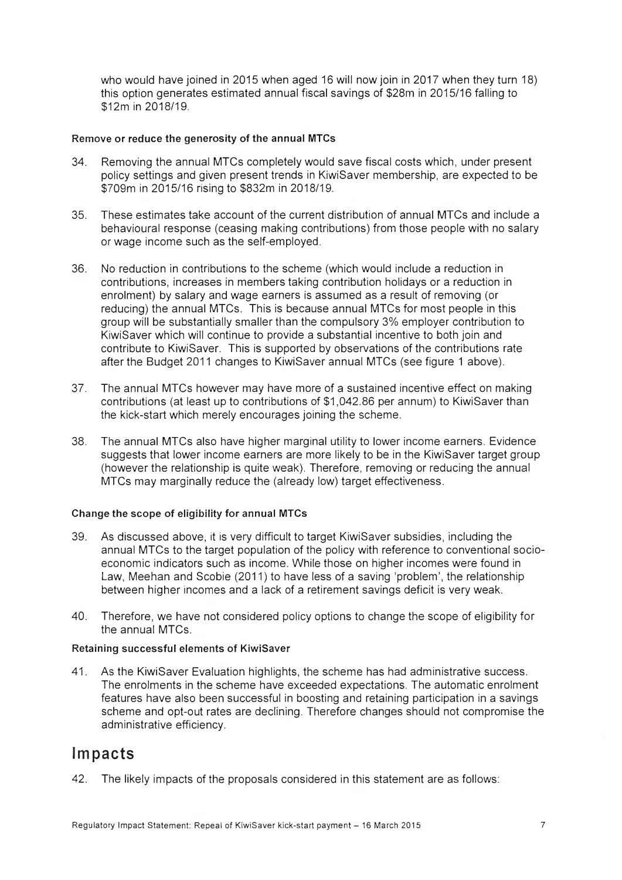who would have joined in 2015 when aged 16 will now join in 2017 when they turn 18) this option generates estimated annual fiscal savings of $28m in 2015/16 falling to $12m in 2018/19.

#### Remove or reduce the generosity of the annual MTCs

34. Removing the annual MTCs completely would save fiscal costs which, under present policy settings and given present trends in KiwiSaver membership, are expected to be $709m in 2015/16 rising to $832m in 2018/19.

35. These estimates take account of the current distribution of annual MTCs and include a behavioural response (ceasing making contributions) from those people with no salary or wage income such as the self-employed.

36. No reduction in contributions to the scheme (which would include a reduction in contributions, increases in members taking contribution holidays or a reduction in enrolment) by salary and wage earners is assumed as a result of removing (or reducing) the annual MTCs. This is because annual MTCs for most people in this group will be substantially smaller than the compulsory 3% employer contribution to KiwiSaver which will continue to provide a substantial incentive to both join and contribute to KiwiSaver. This is supported by observations of the contributions rate after the Budget 2011 changes to KiwiSaver annual MTCs (see figure 1 above).

37. The annual MTCs however may have more of a sustained incentive effect on making contributions (at least up to contributions of $1,042.86 per annum) to KiwiSaver than the kick-start which merely encourages joining the scheme.

38. The annual MTCs also have higher marginal utility to lower income earners. Evidence suggests that lower income earners are more likely to be in the KiwiSaver target group (however the relationship is quite weak). Therefore, removing or reducing the annual MTCs may marginally reduce the (already low) target effectiveness.

#### Change the scope of eligibility for annual MTCs

39. As discussed above, it is very difficult to target KiwiSaver subsidies, including the annual MTCs to the target population of the policy with reference to conventional socio-economic indicators such as income. While those on higher incomes were found in Law, Meehan and Scobie (2011) to have less of a saving 'problem', the relationship between higher incomes and a lack of a retirement savings deficit is very weak.

40. Therefore, we have not considered policy options to change the scope of eligibility for the annual MTCs.

#### Retaining successful elements of KiwiSaver

41. As the KiwiSaver Evaluation highlights, the scheme has had administrative success. The enrolments in the scheme have exceeded expectations. The automatic enrolment features have also been successful in boosting and retaining participation in a savings scheme and opt-out rates are declining. Therefore changes should not compromise the administrative efficiency.

## Impacts

42. The likely impacts of the proposals considered in this statement are as follows: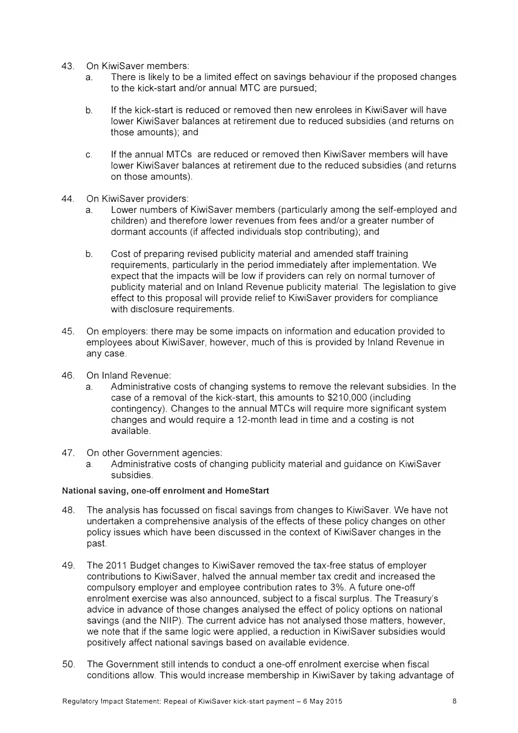43. On KiwiSaver members:
    a. There is likely to be a limited effect on savings behaviour if the proposed changes to the kick-start and/or annual MTC are pursued;

    b. If the kick-start is reduced or removed then new enrolees in KiwiSaver will have lower KiwiSaver balances at retirement due to reduced subsidies (and returns on those amounts); and

    c. If the annual MTCs are reduced or removed then KiwiSaver members will have lower KiwiSaver balances at retirement due to the reduced subsidies (and returns on those amounts).

44. On KiwiSaver providers:
    a. Lower numbers of KiwiSaver members (particularly among the self-employed and children) and therefore lower revenues from fees and/or a greater number of dormant accounts (if affected individuals stop contributing); and

    b. Cost of preparing revised publicity material and amended staff training requirements, particularly in the period immediately after implementation. We expect that the impacts will be low if providers can rely on normal turnover of publicity material and on Inland Revenue publicity material. The legislation to give effect to this proposal will provide relief to KiwiSaver providers for compliance with disclosure requirements.

45. On employers: there may be some impacts on information and education provided to employees about KiwiSaver, however, much of this is provided by Inland Revenue in any case.

46. On Inland Revenue:
    a. Administrative costs of changing systems to remove the relevant subsidies. In the case of a removal of the kick-start, this amounts to $210,000 (including contingency). Changes to the annual MTCs will require more significant system changes and would require a 12-month lead in time and a costing is not available.

47. On other Government agencies:
    a. Administrative costs of changing publicity material and guidance on KiwiSaver subsidies.

**National saving, one-off enrolment and HomeStart**

48. The analysis has focussed on fiscal savings from changes to KiwiSaver. We have not undertaken a comprehensive analysis of the effects of these policy changes on other policy issues which have been discussed in the context of KiwiSaver changes in the past.

49. The 2011 Budget changes to KiwiSaver removed the tax-free status of employer contributions to KiwiSaver, halved the annual member tax credit and increased the compulsory employer and employee contribution rates to 3%. A future one-off enrolment exercise was also announced, subject to a fiscal surplus. The Treasury's advice in advance of those changes analysed the effect of policy options on national savings (and the NIIP). The current advice has not analysed those matters, however, we note that if the same logic were applied, a reduction in KiwiSaver subsidies would positively affect national savings based on available evidence.

50. The Government still intends to conduct a one-off enrolment exercise when fiscal conditions allow. This would increase membership in KiwiSaver by taking advantage of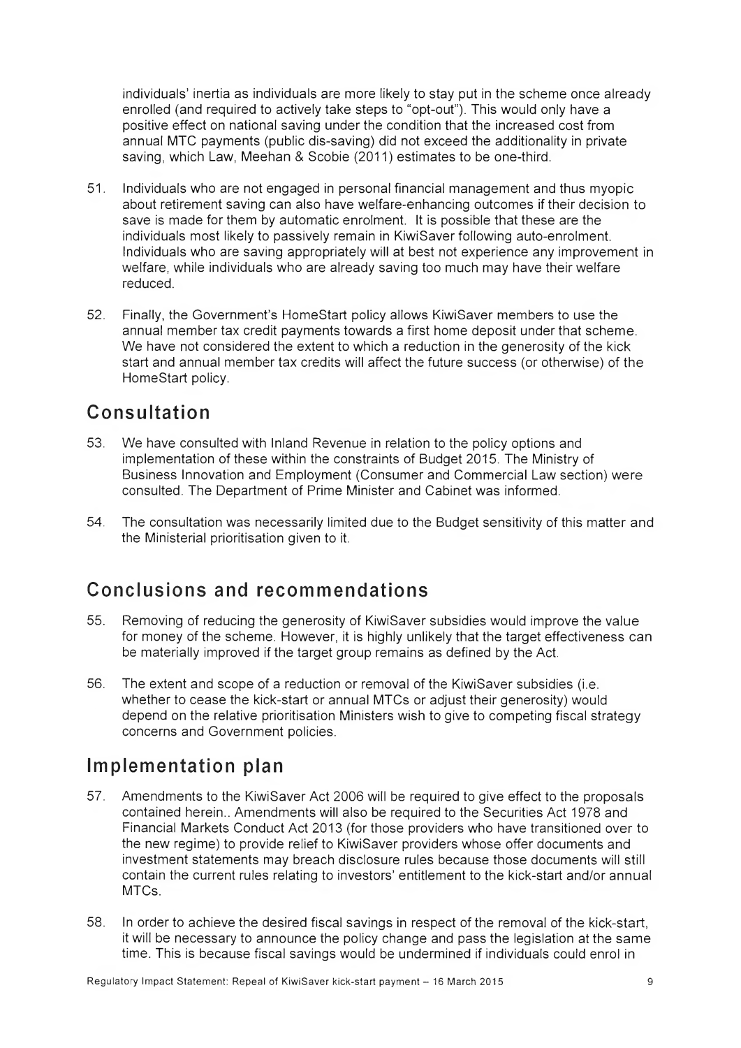individuals' inertia as individuals are more likely to stay put in the scheme once already enrolled (and required to actively take steps to "opt-out"). This would only have a positive effect on national saving under the condition that the increased cost from annual MTC payments (public dis-saving) did not exceed the additionality in private saving, which Law, Meehan & Scobie (2011) estimates to be one-third.

51. Individuals who are not engaged in personal financial management and thus myopic about retirement saving can also have welfare-enhancing outcomes if their decision to save is made for them by automatic enrolment. It is possible that these are the individuals most likely to passively remain in KiwiSaver following auto-enrolment. Individuals who are saving appropriately will at best not experience any improvement in welfare, while individuals who are already saving too much may have their welfare reduced.

52. Finally, the Government's HomeStart policy allows KiwiSaver members to use the annual member tax credit payments towards a first home deposit under that scheme. We have not considered the extent to which a reduction in the generosity of the kick start and annual member tax credits will affect the future success (or otherwise) of the HomeStart policy.

## Consultation

53. We have consulted with Inland Revenue in relation to the policy options and implementation of these within the constraints of Budget 2015. The Ministry of Business Innovation and Employment (Consumer and Commercial Law section) were consulted. The Department of Prime Minister and Cabinet was informed.

54. The consultation was necessarily limited due to the Budget sensitivity of this matter and the Ministerial prioritisation given to it.

## Conclusions and recommendations

55. Removing of reducing the generosity of KiwiSaver subsidies would improve the value for money of the scheme. However, it is highly unlikely that the target effectiveness can be materially improved if the target group remains as defined by the Act.

56. The extent and scope of a reduction or removal of the KiwiSaver subsidies (i.e. whether to cease the kick-start or annual MTCs or adjust their generosity) would depend on the relative prioritisation Ministers wish to give to competing fiscal strategy concerns and Government policies.

## Implementation plan

57. Amendments to the KiwiSaver Act 2006 will be required to give effect to the proposals contained herein.. Amendments will also be required to the Securities Act 1978 and Financial Markets Conduct Act 2013 (for those providers who have transitioned over to the new regime) to provide relief to KiwiSaver providers whose offer documents and investment statements may breach disclosure rules because those documents will still contain the current rules relating to investors' entitlement to the kick-start and/or annual MTCs.

58. In order to achieve the desired fiscal savings in respect of the removal of the kick-start, it will be necessary to announce the policy change and pass the legislation at the same time. This is because fiscal savings would be undermined if individuals could enrol in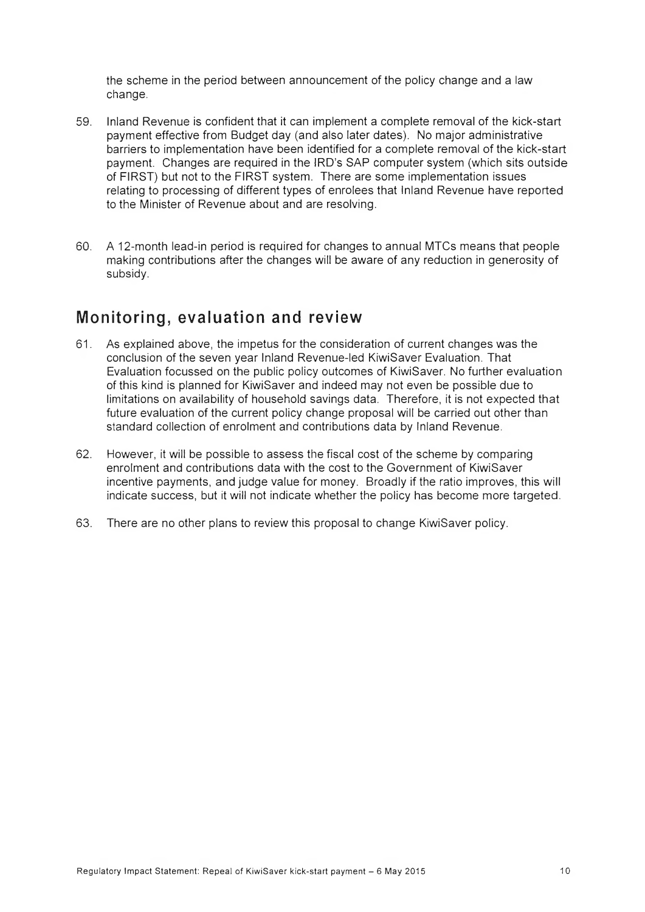the scheme in the period between announcement of the policy change and a law change.

59. Inland Revenue is confident that it can implement a complete removal of the kick-start payment effective from Budget day (and also later dates). No major administrative barriers to implementation have been identified for a complete removal of the kick-start payment. Changes are required in the IRD's SAP computer system (which sits outside of FIRST) but not to the FIRST system. There are some implementation issues relating to processing of different types of enrolees that Inland Revenue have reported to the Minister of Revenue about and are resolving.

60. A 12-month lead-in period is required for changes to annual MTCs means that people making contributions after the changes will be aware of any reduction in generosity of subsidy.

## Monitoring, evaluation and review

61. As explained above, the impetus for the consideration of current changes was the conclusion of the seven year Inland Revenue-led KiwiSaver Evaluation. That Evaluation focussed on the public policy outcomes of KiwiSaver. No further evaluation of this kind is planned for KiwiSaver and indeed may not even be possible due to limitations on availability of household savings data. Therefore, it is not expected that future evaluation of the current policy change proposal will be carried out other than standard collection of enrolment and contributions data by Inland Revenue.

62. However, it will be possible to assess the fiscal cost of the scheme by comparing enrolment and contributions data with the cost to the Government of KiwiSaver incentive payments, and judge value for money. Broadly if the ratio improves, this will indicate success, but it will not indicate whether the policy has become more targeted.

63. There are no other plans to review this proposal to change KiwiSaver policy.